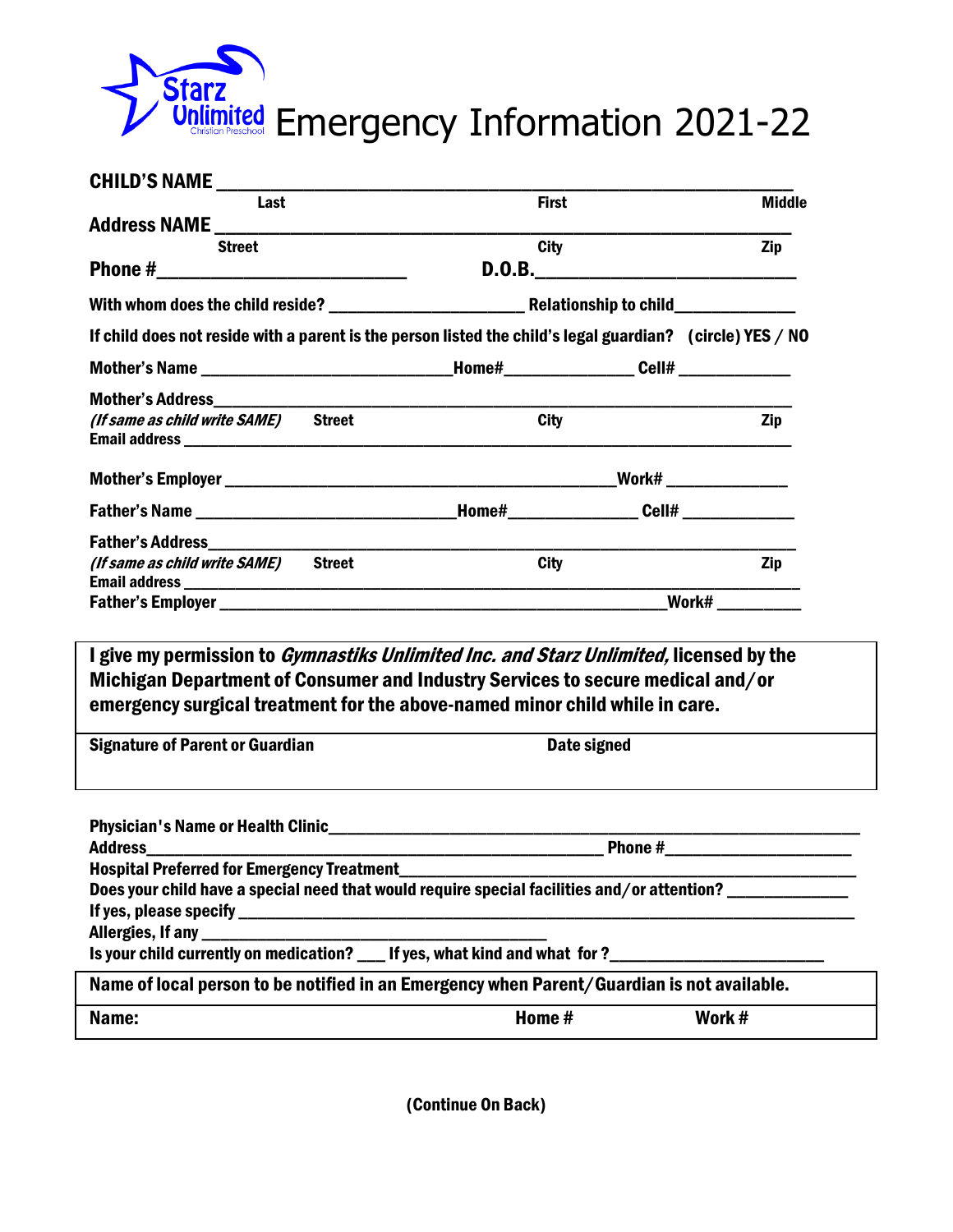Starz Unlimited Christian Preschool

# Emergency Information 2021-22

**CHILD'S NAME** ________________________________________________

Last | First | Middle

**Address NAME** ________________________________________________

Street | City | Zip

**Phone #**_______________________ **D.O.B.**_______________________

**With whom does the child reside?** ____________________ **Relationship to child**____________

**If child does not reside with a parent is the person listed the child's legal guardian? (circle) YES / NO**

**Mother's Name** ________________________ **Home#**_____________ **Cell#** ___________

**Mother's Address**__________________________________________________

*(If same as child write SAME)* **Street** | **City** | **Zip**

**Email address** ________________________________________________

**Mother's Employer** ______________________________________ **Work#** _____________

**Father's Name** _________________________ **Home#**_____________ **Cell#** ___________

**Father's Address**__________________________________________________

*(If same as child write SAME)* **Street** | **City** | **Zip**

**Email address** ________________________________________________

**Father's Employer** _________________________________________ **Work#** _________

---

**I give my permission to *Gymnastiks Unlimited Inc. and Starz Unlimited,* licensed by the Michigan Department of Consumer and Industry Services to secure medical and/or emergency surgical treatment for the above-named minor child while in care.**

| **Signature of Parent or Guardian** | **Date signed** |
|---|---|
| | |

---

**Physician's Name or Health Clinic**________________________________________________

**Address**______________________________________ **Phone #**____________________

**Hospital Preferred for Emergency Treatment**__________________________________________

**Does your child have a special need that would require special facilities and/or attention?** ____________

**If yes, please specify** ________________________________________________

**Allergies, If any** ______________________________

**Is your child currently on medication?** ___ **If yes, what kind and what for ?**______________________

| **Name of local person to be notified in an Emergency when Parent/Guardian is not available.** | | |
|---|---|---|
| **Name:** | **Home #** | **Work #** |

**(Continue On Back)**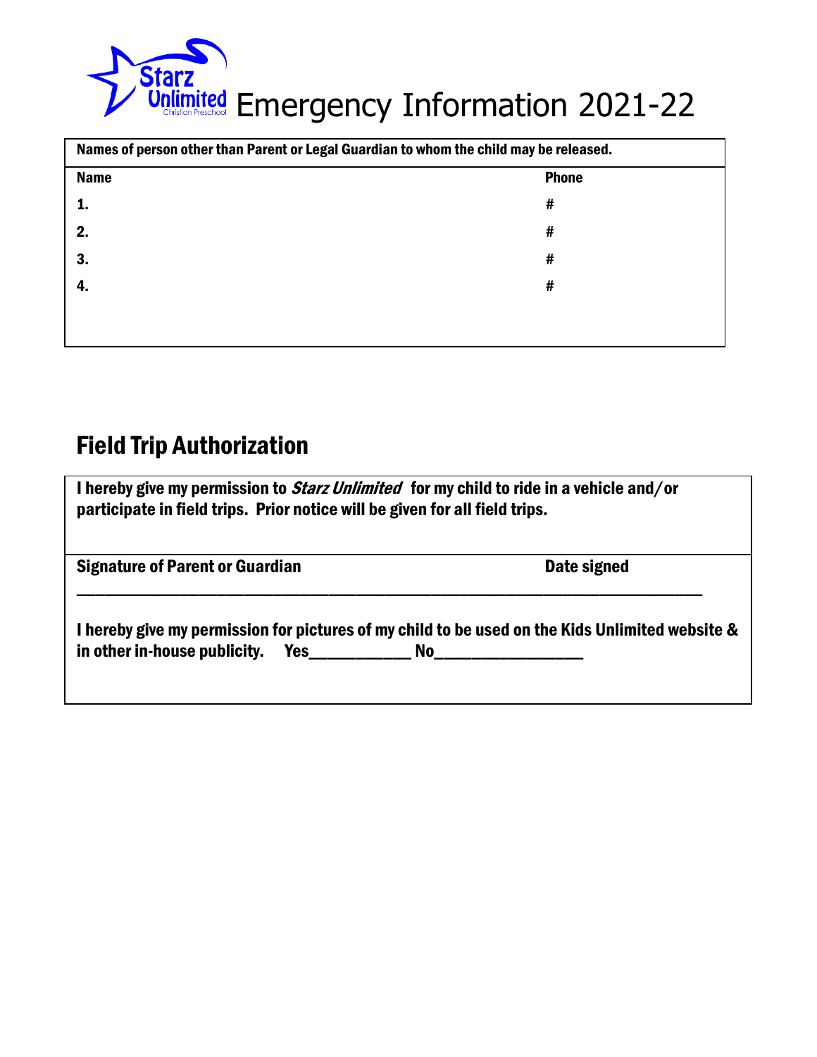Starz Unlimited Christian Preschool

# Emergency Information 2021-22

| **Names of person other than Parent or Legal Guardian to whom the child may be released.** | |
|---|---|
| **Name** | **Phone** |
| **1.** | **#** |
| **2.** | **#** |
| **3.** | **#** |
| **4.** | **#** |

## Field Trip Authorization

**I hereby give my permission to *Starz Unlimited* for my child to ride in a vehicle and/or participate in field trips. Prior notice will be given for all field trips.**

**Signature of Parent or Guardian** **Date signed**

______________________________________________________________________

**I hereby give my permission for pictures of my child to be used on the Kids Unlimited website & in other in-house publicity. Yes___________ No________________**